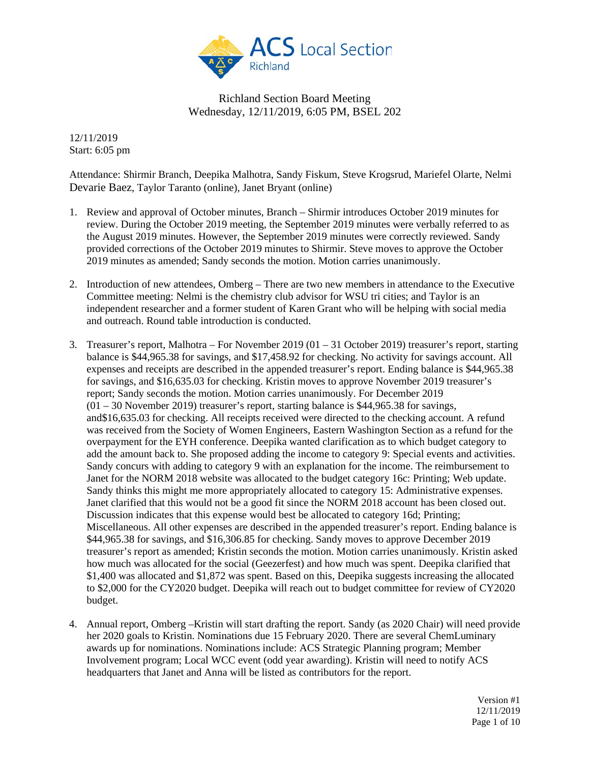ACS Local Section
Richland

# Richland Section Board Meeting
## Wednesday, 12/11/2019, 6:05 PM, BSEL 202

12/11/2019
Start: 6:05 pm

Attendance: Shirmir Branch, Deepika Malhotra, Sandy Fiskum, Steve Krogsrud, Mariefel Olarte, Nelmi Devarie Baez, Taylor Taranto (online), Janet Bryant (online)

1. Review and approval of October minutes, Branch – Shirmir introduces October 2019 minutes for review. During the October 2019 meeting, the September 2019 minutes were verbally referred to as the August 2019 minutes. However, the September 2019 minutes were correctly reviewed. Sandy provided corrections of the October 2019 minutes to Shirmir. Steve moves to approve the October 2019 minutes as amended; Sandy seconds the motion. Motion carries unanimously.

2. Introduction of new attendees, Omberg – There are two new members in attendance to the Executive Committee meeting: Nelmi is the chemistry club advisor for WSU tri cities; and Taylor is an independent researcher and a former student of Karen Grant who will be helping with social media and outreach. Round table introduction is conducted.

3. Treasurer's report, Malhotra – For November 2019 (01 – 31 October 2019) treasurer's report, starting balance is $44,965.38 for savings, and $17,458.92 for checking. No activity for savings account. All expenses and receipts are described in the appended treasurer's report. Ending balance is $44,965.38 for savings, and $16,635.03 for checking. Kristin moves to approve November 2019 treasurer's report; Sandy seconds the motion. Motion carries unanimously. For December 2019 (01 – 30 November 2019) treasurer's report, starting balance is $44,965.38 for savings, and$16,635.03 for checking. All receipts received were directed to the checking account. A refund was received from the Society of Women Engineers, Eastern Washington Section as a refund for the overpayment for the EYH conference. Deepika wanted clarification as to which budget category to add the amount back to. She proposed adding the income to category 9: Special events and activities. Sandy concurs with adding to category 9 with an explanation for the income. The reimbursement to Janet for the NORM 2018 website was allocated to the budget category 16c: Printing; Web update. Sandy thinks this might me more appropriately allocated to category 15: Administrative expenses. Janet clarified that this would not be a good fit since the NORM 2018 account has been closed out. Discussion indicates that this expense would best be allocated to category 16d; Printing; Miscellaneous. All other expenses are described in the appended treasurer's report. Ending balance is $44,965.38 for savings, and $16,306.85 for checking. Sandy moves to approve December 2019 treasurer's report as amended; Kristin seconds the motion. Motion carries unanimously. Kristin asked how much was allocated for the social (Geezerfest) and how much was spent. Deepika clarified that $1,400 was allocated and $1,872 was spent. Based on this, Deepika suggests increasing the allocated to $2,000 for the CY2020 budget. Deepika will reach out to budget committee for review of CY2020 budget.

4. Annual report, Omberg –Kristin will start drafting the report. Sandy (as 2020 Chair) will need provide her 2020 goals to Kristin. Nominations due 15 February 2020. There are several ChemLuminary awards up for nominations. Nominations include: ACS Strategic Planning program; Member Involvement program; Local WCC event (odd year awarding). Kristin will need to notify ACS headquarters that Janet and Anna will be listed as contributors for the report.

Version #1
12/11/2019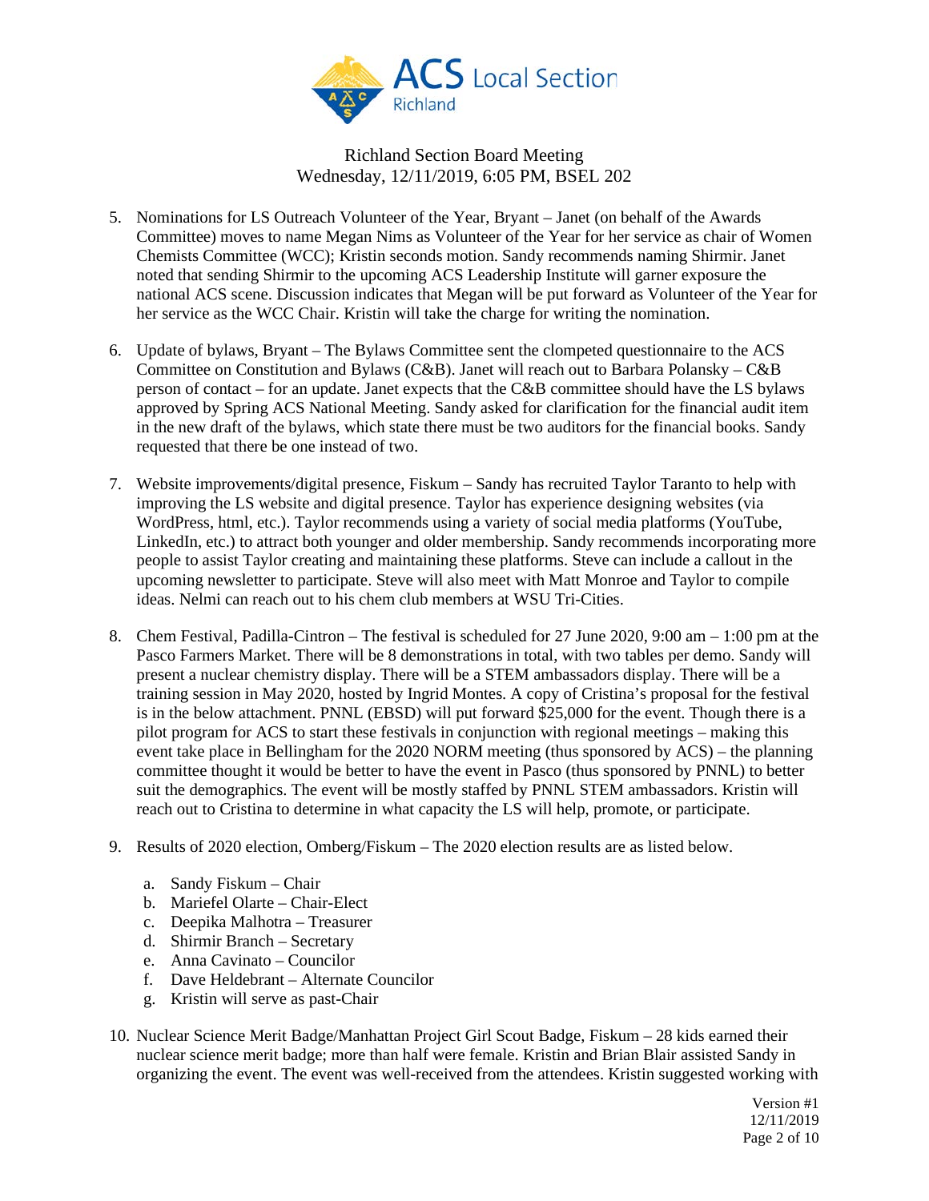Richland Section Board Meeting
Wednesday, 12/11/2019, 6:05 PM, BSEL 202

5. Nominations for LS Outreach Volunteer of the Year, Bryant – Janet (on behalf of the Awards Committee) moves to name Megan Nims as Volunteer of the Year for her service as chair of Women Chemists Committee (WCC); Kristin seconds motion. Sandy recommends naming Shirmir. Janet noted that sending Shirmir to the upcoming ACS Leadership Institute will garner exposure the national ACS scene. Discussion indicates that Megan will be put forward as Volunteer of the Year for her service as the WCC Chair. Kristin will take the charge for writing the nomination.

6. Update of bylaws, Bryant – The Bylaws Committee sent the clompeted questionnaire to the ACS Committee on Constitution and Bylaws (C&B). Janet will reach out to Barbara Polansky – C&B person of contact – for an update. Janet expects that the C&B committee should have the LS bylaws approved by Spring ACS National Meeting. Sandy asked for clarification for the financial audit item in the new draft of the bylaws, which state there must be two auditors for the financial books. Sandy requested that there be one instead of two.

7. Website improvements/digital presence, Fiskum – Sandy has recruited Taylor Taranto to help with improving the LS website and digital presence. Taylor has experience designing websites (via WordPress, html, etc.). Taylor recommends using a variety of social media platforms (YouTube, LinkedIn, etc.) to attract both younger and older membership. Sandy recommends incorporating more people to assist Taylor creating and maintaining these platforms. Steve can include a callout in the upcoming newsletter to participate. Steve will also meet with Matt Monroe and Taylor to compile ideas. Nelmi can reach out to his chem club members at WSU Tri-Cities.

8. Chem Festival, Padilla-Cintron – The festival is scheduled for 27 June 2020, 9:00 am – 1:00 pm at the Pasco Farmers Market. There will be 8 demonstrations in total, with two tables per demo. Sandy will present a nuclear chemistry display. There will be a STEM ambassadors display. There will be a training session in May 2020, hosted by Ingrid Montes. A copy of Cristina's proposal for the festival is in the below attachment. PNNL (EBSD) will put forward $25,000 for the event. Though there is a pilot program for ACS to start these festivals in conjunction with regional meetings – making this event take place in Bellingham for the 2020 NORM meeting (thus sponsored by ACS) – the planning committee thought it would be better to have the event in Pasco (thus sponsored by PNNL) to better suit the demographics. The event will be mostly staffed by PNNL STEM ambassadors. Kristin will reach out to Cristina to determine in what capacity the LS will help, promote, or participate.

9. Results of 2020 election, Omberg/Fiskum – The 2020 election results are as listed below.

   a. Sandy Fiskum – Chair
   b. Mariefel Olarte – Chair-Elect
   c. Deepika Malhotra – Treasurer
   d. Shirmir Branch – Secretary
   e. Anna Cavinato – Councilor
   f. Dave Heldebrant – Alternate Councilor
   g. Kristin will serve as past-Chair

10. Nuclear Science Merit Badge/Manhattan Project Girl Scout Badge, Fiskum – 28 kids earned their nuclear science merit badge; more than half were female. Kristin and Brian Blair assisted Sandy in organizing the event. The event was well-received from the attendees. Kristin suggested working with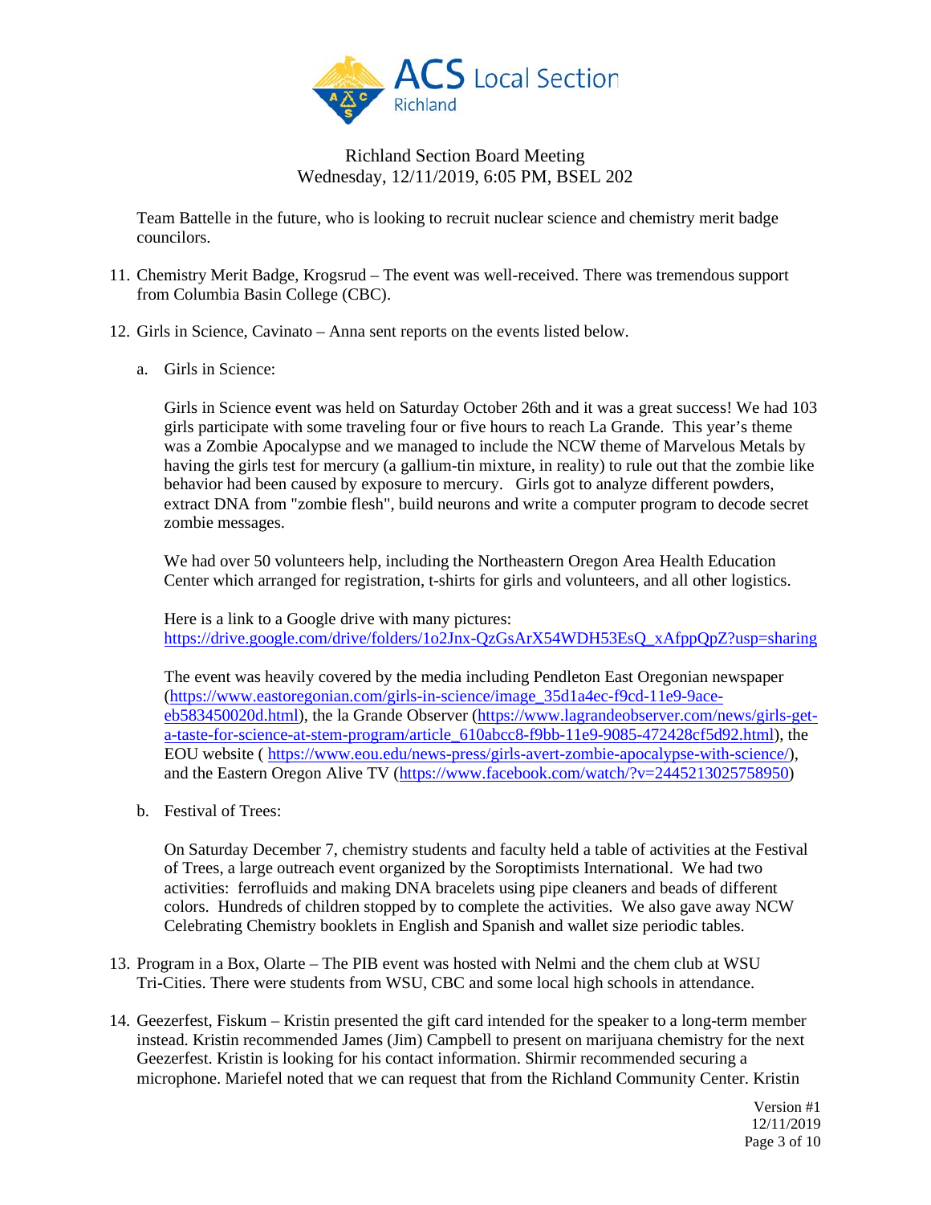Team Battelle in the future, who is looking to recruit nuclear science and chemistry merit badge councilors.

11. Chemistry Merit Badge, Krogsrud – The event was well-received. There was tremendous support from Columbia Basin College (CBC).

12. Girls in Science, Cavinato – Anna sent reports on the events listed below.

    a. Girls in Science:

       Girls in Science event was held on Saturday October 26th and it was a great success! We had 103 girls participate with some traveling four or five hours to reach La Grande. This year's theme was a Zombie Apocalypse and we managed to include the NCW theme of Marvelous Metals by having the girls test for mercury (a gallium-tin mixture, in reality) to rule out that the zombie like behavior had been caused by exposure to mercury. Girls got to analyze different powders, extract DNA from "zombie flesh", build neurons and write a computer program to decode secret zombie messages.

       We had over 50 volunteers help, including the Northeastern Oregon Area Health Education Center which arranged for registration, t-shirts for girls and volunteers, and all other logistics.

       Here is a link to a Google drive with many pictures: https://drive.google.com/drive/folders/1o2Jnx-QzGsArX54WDH53EsQ_xAfppQpZ?usp=sharing

       The event was heavily covered by the media including Pendleton East Oregonian newspaper (https://www.eastoregonian.com/girls-in-science/image_35d1a4ec-f9cd-11e9-9ace-eb583450020d.html), the la Grande Observer (https://www.lagrandeobserver.com/news/girls-get-a-taste-for-science-at-stem-program/article_610abcc8-f9bb-11e9-9085-472428cf5d92.html), the EOU website ( https://www.eou.edu/news-press/girls-avert-zombie-apocalypse-with-science/), and the Eastern Oregon Alive TV (https://www.facebook.com/watch/?v=2445213025758950)

    b. Festival of Trees:

       On Saturday December 7, chemistry students and faculty held a table of activities at the Festival of Trees, a large outreach event organized by the Soroptimists International. We had two activities: ferrofluids and making DNA bracelets using pipe cleaners and beads of different colors. Hundreds of children stopped by to complete the activities. We also gave away NCW Celebrating Chemistry booklets in English and Spanish and wallet size periodic tables.

13. Program in a Box, Olarte – The PIB event was hosted with Nelmi and the chem club at WSU Tri-Cities. There were students from WSU, CBC and some local high schools in attendance.

14. Geezerfest, Fiskum – Kristin presented the gift card intended for the speaker to a long-term member instead. Kristin recommended James (Jim) Campbell to present on marijuana chemistry for the next Geezerfest. Kristin is looking for his contact information. Shirmir recommended securing a microphone. Mariefel noted that we can request that from the Richland Community Center. Kristin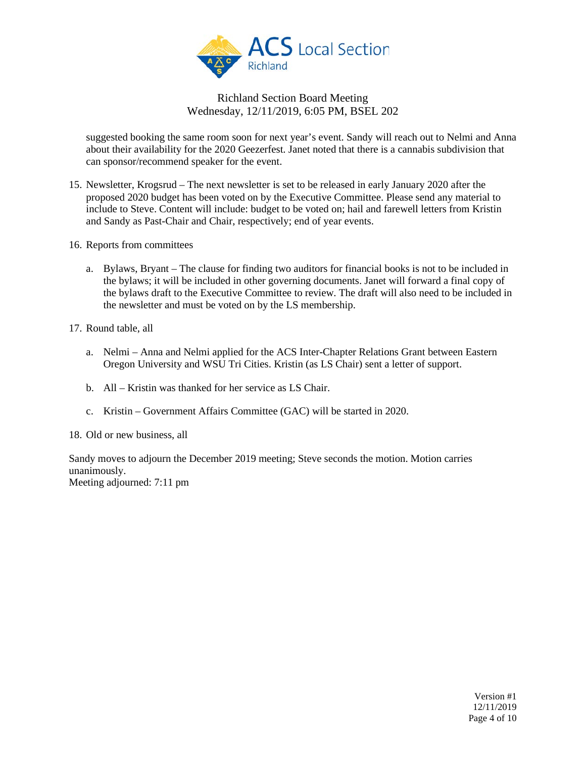suggested booking the same room soon for next year's event. Sandy will reach out to Nelmi and Anna about their availability for the 2020 Geezerfest. Janet noted that there is a cannabis subdivision that can sponsor/recommend speaker for the event.

15. Newsletter, Krogsrud – The next newsletter is set to be released in early January 2020 after the proposed 2020 budget has been voted on by the Executive Committee. Please send any material to include to Steve. Content will include: budget to be voted on; hail and farewell letters from Kristin and Sandy as Past-Chair and Chair, respectively; end of year events.

16. Reports from committees

    a. Bylaws, Bryant – The clause for finding two auditors for financial books is not to be included in the bylaws; it will be included in other governing documents. Janet will forward a final copy of the bylaws draft to the Executive Committee to review. The draft will also need to be included in the newsletter and must be voted on by the LS membership.

17. Round table, all

    a. Nelmi – Anna and Nelmi applied for the ACS Inter-Chapter Relations Grant between Eastern Oregon University and WSU Tri Cities. Kristin (as LS Chair) sent a letter of support.

    b. All – Kristin was thanked for her service as LS Chair.

    c. Kristin – Government Affairs Committee (GAC) will be started in 2020.

18. Old or new business, all

Sandy moves to adjourn the December 2019 meeting; Steve seconds the motion. Motion carries unanimously.
Meeting adjourned: 7:11 pm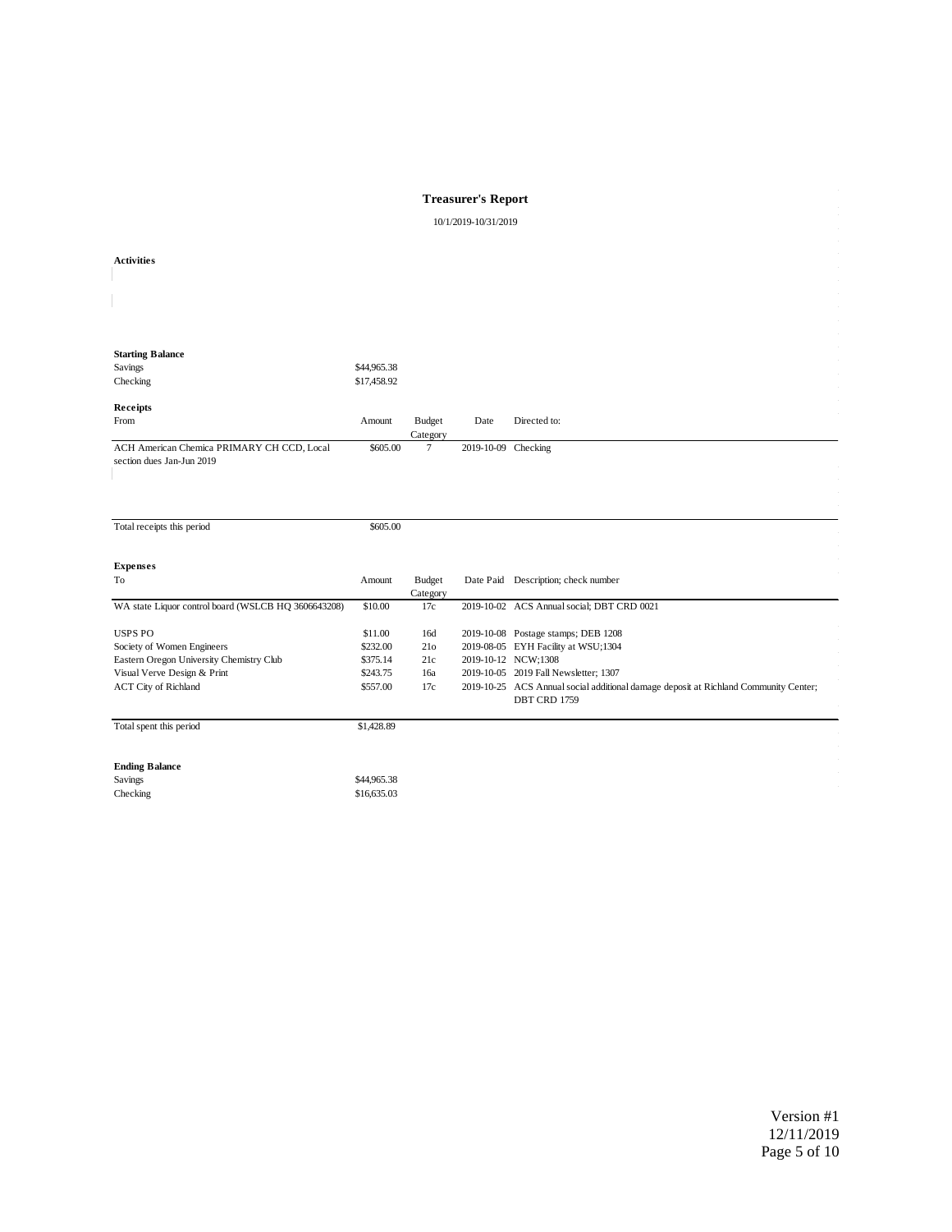# Treasurer's Report

10/1/2019-10/31/2019

**Activities**

**Starting Balance**

| | |
|---|---|
| Savings | $44,965.38 |
| Checking | $17,458.92 |

**Receipts**

| From | Amount | Budget Category | Date | Directed to: |
|---|---|---|---|---|
| ACH American Chemica PRIMARY CH CCD, Local section dues Jan-Jun 2019 | $605.00 | 7 | 2019-10-09 | Checking |
| Total receipts this period | $605.00 | | | |

**Expenses**

| To | Amount | Budget Category | Date Paid | Description; check number |
|---|---|---|---|---|
| WA state Liquor control board (WSLCB HQ 3606643208) | $10.00 | 17c | 2019-10-02 | ACS Annual social; DBT CRD 0021 |
| USPS PO | $11.00 | 16d | 2019-10-08 | Postage stamps; DEB 1208 |
| Society of Women Engineers | $232.00 | 21o | 2019-08-05 | EYH Facility at WSU;1304 |
| Eastern Oregon University Chemistry Club | $375.14 | 21c | 2019-10-12 | NCW;1308 |
| Visual Verve Design & Print | $243.75 | 16a | 2019-10-05 | 2019 Fall Newsletter; 1307 |
| ACT City of Richland | $557.00 | 17c | 2019-10-25 | ACS Annual social additional damage deposit at Richland Community Center; DBT CRD 1759 |
| Total spent this period | $1,428.89 | | | |

**Ending Balance**

| | |
|---|---|
| Savings | $44,965.38 |
| Checking | $16,635.03 |

Version #1
12/11/2019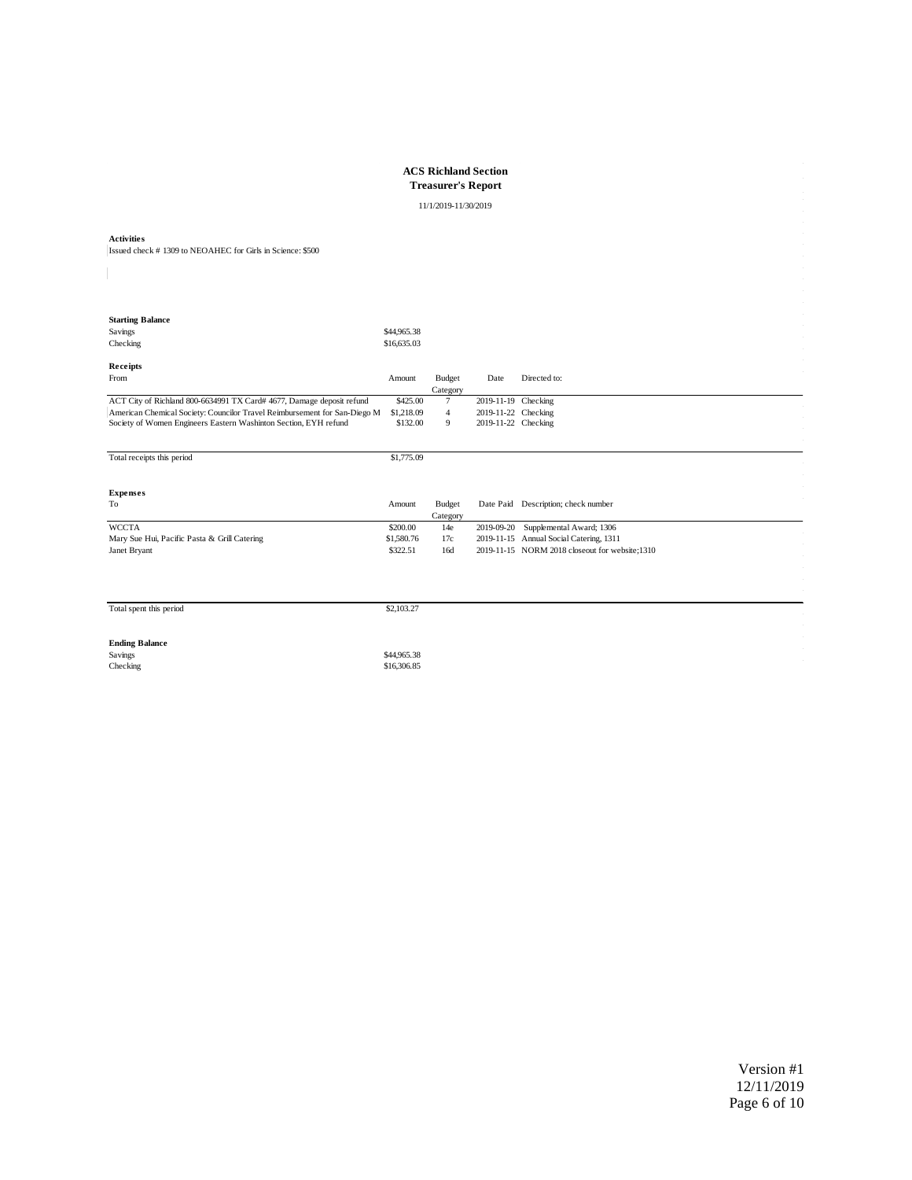**ACS Richland Section**
**Treasurer's Report**

11/1/2019-11/30/2019

**Activities**

Issued check # 1309 to NEOAHEC for Girls in Science: $500

**Starting Balance**

| | |
|---|---|
| Savings | $44,965.38 |
| Checking | $16,635.03 |

**Receipts**

| From | Amount | Budget Category | Date | Directed to: |
|---|---|---|---|---|
| ACT City of Richland 800-6634991 TX Card# 4677, Damage deposit refund | $425.00 | 7 | 2019-11-19 | Checking |
| American Chemical Society: Councilor Travel Reimbursement for San-Diego M | $1,218.09 | 4 | 2019-11-22 | Checking |
| Society of Women Engineers Eastern Washinton Section, EYH refund | $132.00 | 9 | 2019-11-22 | Checking |
| Total receipts this period | $1,775.09 | | | |

**Expenses**

| To | Amount | Budget Category | Date Paid | Description; check number |
|---|---|---|---|---|
| WCCTA | $200.00 | 14e | 2019-09-20 | Supplemental Award; 1306 |
| Mary Sue Hui, Pacific Pasta & Grill Catering | $1,580.76 | 17c | 2019-11-15 | Annual Social Catering, 1311 |
| Janet Bryant | $322.51 | 16d | 2019-11-15 | NORM 2018 closeout for website;1310 |
| Total spent this period | $2,103.27 | | | |

**Ending Balance**

| | |
|---|---|
| Savings | $44,965.38 |
| Checking | $16,306.85 |

Version #1
12/11/2019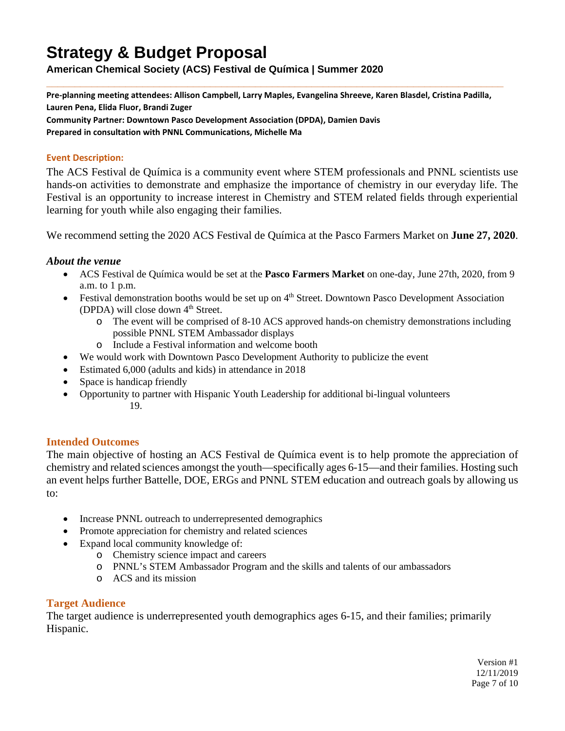# Strategy & Budget Proposal

**American Chemical Society (ACS) Festival de Química | Summer 2020**

**Pre-planning meeting attendees: Allison Campbell, Larry Maples, Evangelina Shreeve, Karen Blasdel, Cristina Padilla, Lauren Pena, Elida Fluor, Brandi Zuger**
**Community Partner: Downtown Pasco Development Association (DPDA), Damien Davis**
**Prepared in consultation with PNNL Communications, Michelle Ma**

### Event Description:

The ACS Festival de Química is a community event where STEM professionals and PNNL scientists use hands-on activities to demonstrate and emphasize the importance of chemistry in our everyday life. The Festival is an opportunity to increase interest in Chemistry and STEM related fields through experiential learning for youth while also engaging their families.

We recommend setting the 2020 ACS Festival de Química at the Pasco Farmers Market on **June 27, 2020**.

#### *About the venue*

- ACS Festival de Química would be set at the **Pasco Farmers Market** on one-day, June 27th, 2020, from 9 a.m. to 1 p.m.
- Festival demonstration booths would be set up on 4th Street. Downtown Pasco Development Association (DPDA) will close down 4th Street.
  - The event will be comprised of 8-10 ACS approved hands-on chemistry demonstrations including possible PNNL STEM Ambassador displays
  - Include a Festival information and welcome booth
- We would work with Downtown Pasco Development Authority to publicize the event
- Estimated 6,000 (adults and kids) in attendance in 2018
- Space is handicap friendly
- Opportunity to partner with Hispanic Youth Leadership for additional bi-lingual volunteers

19.

### Intended Outcomes

The main objective of hosting an ACS Festival de Química event is to help promote the appreciation of chemistry and related sciences amongst the youth—specifically ages 6-15—and their families. Hosting such an event helps further Battelle, DOE, ERGs and PNNL STEM education and outreach goals by allowing us to:

- Increase PNNL outreach to underrepresented demographics
- Promote appreciation for chemistry and related sciences
- Expand local community knowledge of:
  - Chemistry science impact and careers
  - PNNL's STEM Ambassador Program and the skills and talents of our ambassadors
  - ACS and its mission

### Target Audience

The target audience is underrepresented youth demographics ages 6-15, and their families; primarily Hispanic.

Version #1
12/11/2019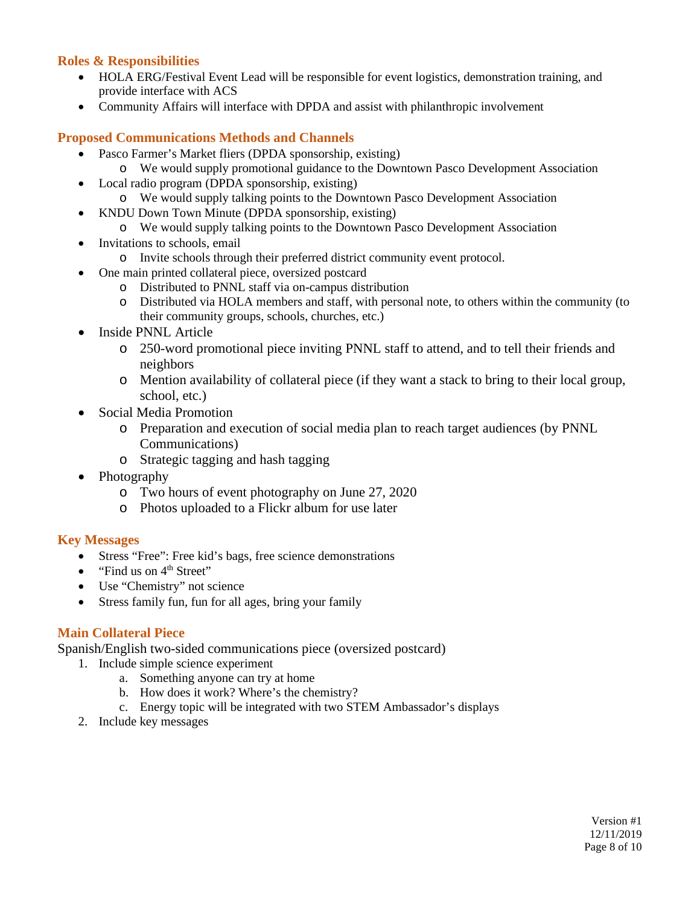## Roles & Responsibilities

- HOLA ERG/Festival Event Lead will be responsible for event logistics, demonstration training, and provide interface with ACS
- Community Affairs will interface with DPDA and assist with philanthropic involvement

## Proposed Communications Methods and Channels

- Pasco Farmer's Market fliers (DPDA sponsorship, existing)
  - We would supply promotional guidance to the Downtown Pasco Development Association
- Local radio program (DPDA sponsorship, existing)
  - We would supply talking points to the Downtown Pasco Development Association
- KNDU Down Town Minute (DPDA sponsorship, existing)
  - We would supply talking points to the Downtown Pasco Development Association
- Invitations to schools, email
  - Invite schools through their preferred district community event protocol.
- One main printed collateral piece, oversized postcard
  - Distributed to PNNL staff via on-campus distribution
  - Distributed via HOLA members and staff, with personal note, to others within the community (to their community groups, schools, churches, etc.)
- Inside PNNL Article
  - 250-word promotional piece inviting PNNL staff to attend, and to tell their friends and neighbors
  - Mention availability of collateral piece (if they want a stack to bring to their local group, school, etc.)
- Social Media Promotion
  - Preparation and execution of social media plan to reach target audiences (by PNNL Communications)
  - Strategic tagging and hash tagging
- Photography
  - Two hours of event photography on June 27, 2020
  - Photos uploaded to a Flickr album for use later

## Key Messages

- Stress "Free": Free kid's bags, free science demonstrations
- "Find us on 4th Street"
- Use "Chemistry" not science
- Stress family fun, fun for all ages, bring your family

## Main Collateral Piece

Spanish/English two-sided communications piece (oversized postcard)

1. Include simple science experiment
   a. Something anyone can try at home
   b. How does it work? Where's the chemistry?
   c. Energy topic will be integrated with two STEM Ambassador's displays
2. Include key messages

Version #1
12/11/2019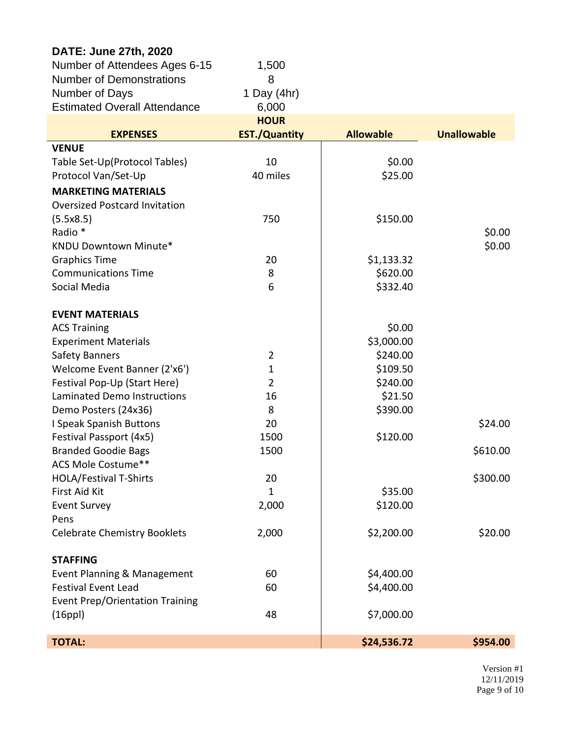**DATE: June 27th, 2020**

| | |
|---|---|
| Number of Attendees Ages 6-15 | 1,500 |
| Number of Demonstrations | 8 |
| Number of Days | 1 Day (4hr) |
| Estimated Overall Attendance | 6,000 |

| EXPENSES | HOUR EST./Quantity | Allowable | Unallowable |
|---|---|---|---|
| **VENUE** | | | |
| Table Set-Up(Protocol Tables) | 10 | $0.00 | |
| Protocol Van/Set-Up | 40 miles | $25.00 | |
| **MARKETING MATERIALS** | | | |
| Oversized Postcard Invitation (5.5x8.5) | 750 | $150.00 | |
| Radio * | | | $0.00 |
| KNDU Downtown Minute* | | | $0.00 |
| Graphics Time | 20 | $1,133.32 | |
| Communications Time | 8 | $620.00 | |
| Social Media | 6 | $332.40 | |
| **EVENT MATERIALS** | | | |
| ACS Training | | $0.00 | |
| Experiment Materials | | $3,000.00 | |
| Safety Banners | 2 | $240.00 | |
| Welcome Event Banner (2'x6') | 1 | $109.50 | |
| Festival Pop-Up (Start Here) | 2 | $240.00 | |
| Laminated Demo Instructions | 16 | $21.50 | |
| Demo Posters (24x36) | 8 | $390.00 | |
| I Speak Spanish Buttons | 20 | | $24.00 |
| Festival Passport (4x5) | 1500 | $120.00 | |
| Branded Goodie Bags | 1500 | | $610.00 |
| ACS Mole Costume** | | | |
| HOLA/Festival T-Shirts | 20 | | $300.00 |
| First Aid Kit | 1 | $35.00 | |
| Event Survey | 2,000 | $120.00 | |
| Pens | | | |
| Celebrate Chemistry Booklets | 2,000 | $2,200.00 | $20.00 |
| **STAFFING** | | | |
| Event Planning & Management | 60 | $4,400.00 | |
| Festival Event Lead | 60 | $4,400.00 | |
| Event Prep/Orientation Training (16ppl) | 48 | $7,000.00 | |
| **TOTAL:** | | **$24,536.72** | **$954.00** |

Version #1
12/11/2019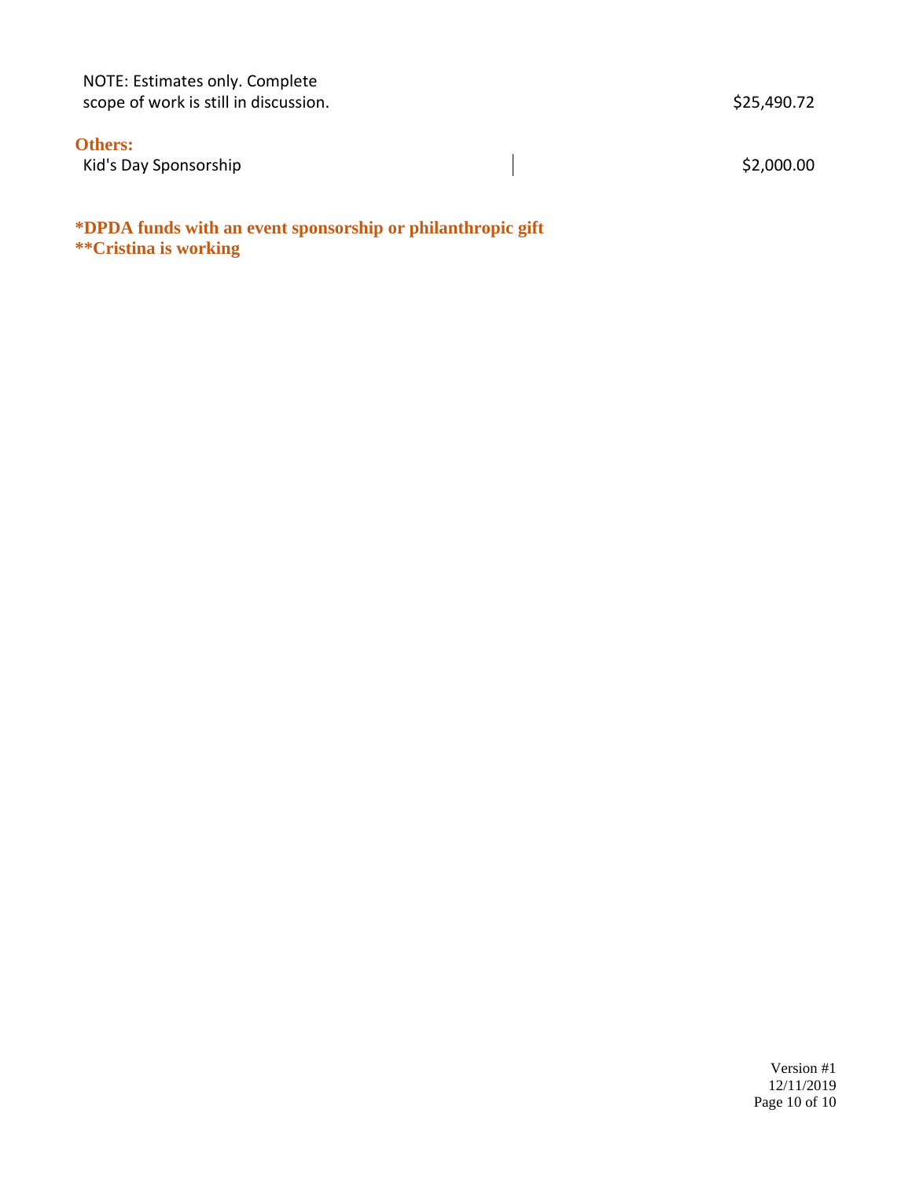| | |
|---|---|
| NOTE: Estimates only. Complete scope of work is still in discussion. | $25,490.72 |

**Others:**

| | |
|---|---|
| Kid's Day Sponsorship | $2,000.00 |

**\*DPDA funds with an event sponsorship or philanthropic gift**
**\*\*Cristina is working**

Version #1
12/11/2019